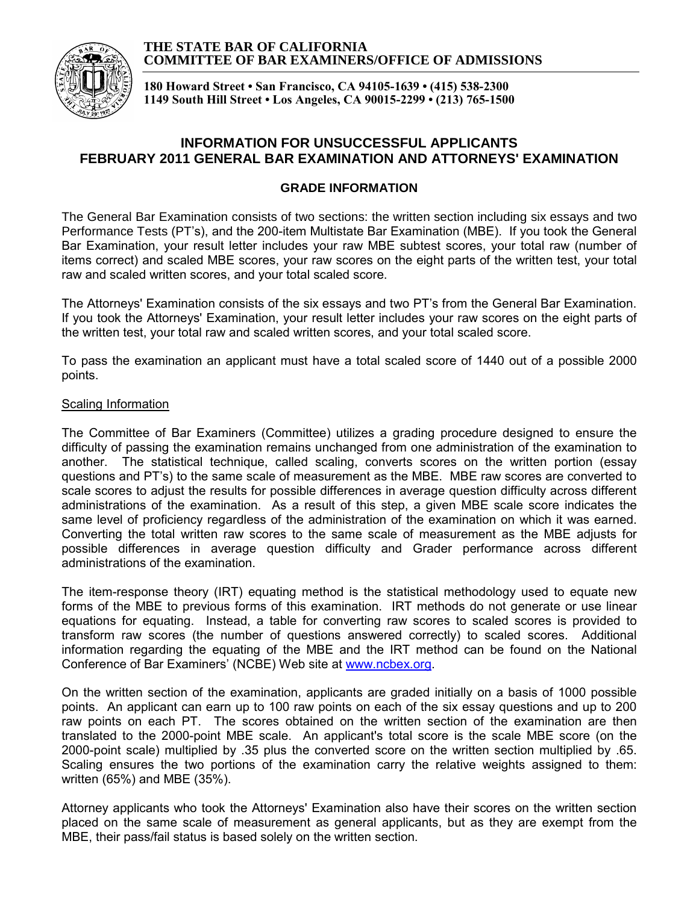**THE STATE BAR OF CALIFORNIA**
**COMMITTEE OF BAR EXAMINERS/OFFICE OF ADMISSIONS**

**180 Howard Street • San Francisco, CA 94105-1639 • (415) 538-2300**
**1149 South Hill Street • Los Angeles, CA 90015-2299 • (213) 765-1500**

## INFORMATION FOR UNSUCCESSFUL APPLICANTS
## FEBRUARY 2011 GENERAL BAR EXAMINATION AND ATTORNEYS' EXAMINATION

### GRADE INFORMATION

The General Bar Examination consists of two sections: the written section including six essays and two Performance Tests (PT's), and the 200-item Multistate Bar Examination (MBE). If you took the General Bar Examination, your result letter includes your raw MBE subtest scores, your total raw (number of items correct) and scaled MBE scores, your raw scores on the eight parts of the written test, your total raw and scaled written scores, and your total scaled score.

The Attorneys' Examination consists of the six essays and two PT's from the General Bar Examination. If you took the Attorneys' Examination, your result letter includes your raw scores on the eight parts of the written test, your total raw and scaled written scores, and your total scaled score.

To pass the examination an applicant must have a total scaled score of 1440 out of a possible 2000 points.

Scaling Information

The Committee of Bar Examiners (Committee) utilizes a grading procedure designed to ensure the difficulty of passing the examination remains unchanged from one administration of the examination to another. The statistical technique, called scaling, converts scores on the written portion (essay questions and PT's) to the same scale of measurement as the MBE. MBE raw scores are converted to scale scores to adjust the results for possible differences in average question difficulty across different administrations of the examination. As a result of this step, a given MBE scale score indicates the same level of proficiency regardless of the administration of the examination on which it was earned. Converting the total written raw scores to the same scale of measurement as the MBE adjusts for possible differences in average question difficulty and Grader performance across different administrations of the examination.

The item-response theory (IRT) equating method is the statistical methodology used to equate new forms of the MBE to previous forms of this examination. IRT methods do not generate or use linear equations for equating. Instead, a table for converting raw scores to scaled scores is provided to transform raw scores (the number of questions answered correctly) to scaled scores. Additional information regarding the equating of the MBE and the IRT method can be found on the National Conference of Bar Examiners' (NCBE) Web site at www.ncbex.org.

On the written section of the examination, applicants are graded initially on a basis of 1000 possible points. An applicant can earn up to 100 raw points on each of the six essay questions and up to 200 raw points on each PT. The scores obtained on the written section of the examination are then translated to the 2000-point MBE scale. An applicant's total score is the scale MBE score (on the 2000-point scale) multiplied by .35 plus the converted score on the written section multiplied by .65. Scaling ensures the two portions of the examination carry the relative weights assigned to them: written (65%) and MBE (35%).

Attorney applicants who took the Attorneys' Examination also have their scores on the written section placed on the same scale of measurement as general applicants, but as they are exempt from the MBE, their pass/fail status is based solely on the written section.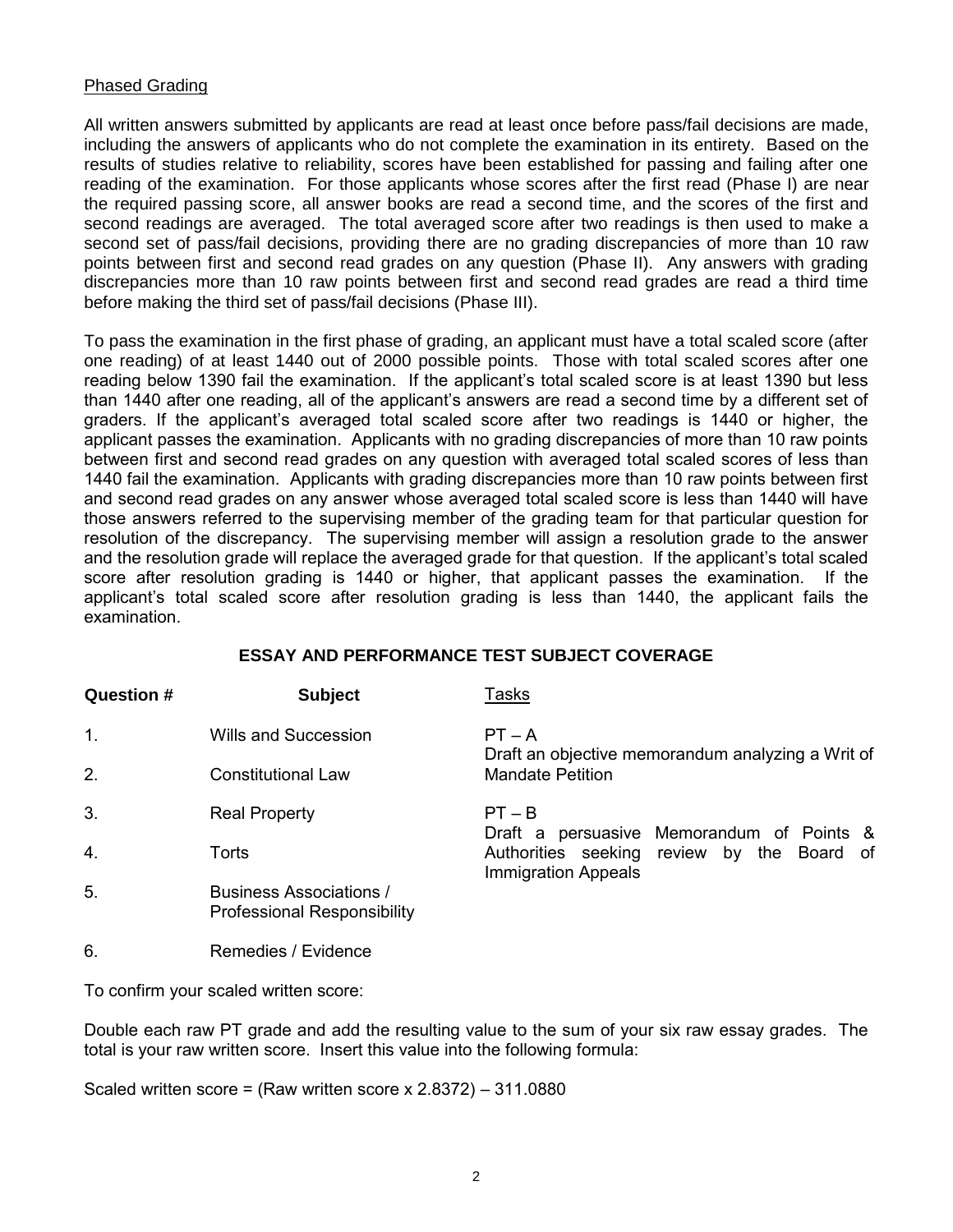Phased Grading

All written answers submitted by applicants are read at least once before pass/fail decisions are made, including the answers of applicants who do not complete the examination in its entirety. Based on the results of studies relative to reliability, scores have been established for passing and failing after one reading of the examination. For those applicants whose scores after the first read (Phase I) are near the required passing score, all answer books are read a second time, and the scores of the first and second readings are averaged. The total averaged score after two readings is then used to make a second set of pass/fail decisions, providing there are no grading discrepancies of more than 10 raw points between first and second read grades on any question (Phase II). Any answers with grading discrepancies more than 10 raw points between first and second read grades are read a third time before making the third set of pass/fail decisions (Phase III).

To pass the examination in the first phase of grading, an applicant must have a total scaled score (after one reading) of at least 1440 out of 2000 possible points. Those with total scaled scores after one reading below 1390 fail the examination. If the applicant's total scaled score is at least 1390 but less than 1440 after one reading, all of the applicant's answers are read a second time by a different set of graders. If the applicant's averaged total scaled score after two readings is 1440 or higher, the applicant passes the examination. Applicants with no grading discrepancies of more than 10 raw points between first and second read grades on any question with averaged total scaled scores of less than 1440 fail the examination. Applicants with grading discrepancies more than 10 raw points between first and second read grades on any answer whose averaged total scaled score is less than 1440 will have those answers referred to the supervising member of the grading team for that particular question for resolution of the discrepancy. The supervising member will assign a resolution grade to the answer and the resolution grade will replace the averaged grade for that question. If the applicant's total scaled score after resolution grading is 1440 or higher, that applicant passes the examination. If the applicant's total scaled score after resolution grading is less than 1440, the applicant fails the examination.

## ESSAY AND PERFORMANCE TEST SUBJECT COVERAGE

| Question # | Subject | Tasks |
|---|---|---|
| 1. | Wills and Succession | PT – A<br>Draft an objective memorandum analyzing a Writ of Mandate Petition |
| 2. | Constitutional Law | |
| 3. | Real Property | PT – B<br>Draft a persuasive Memorandum of Points & Authorities seeking review by the Board of Immigration Appeals |
| 4. | Torts | |
| 5. | Business Associations / Professional Responsibility | |
| 6. | Remedies / Evidence | |

To confirm your scaled written score:

Double each raw PT grade and add the resulting value to the sum of your six raw essay grades. The total is your raw written score. Insert this value into the following formula:

Scaled written score = (Raw written score x 2.8372) – 311.0880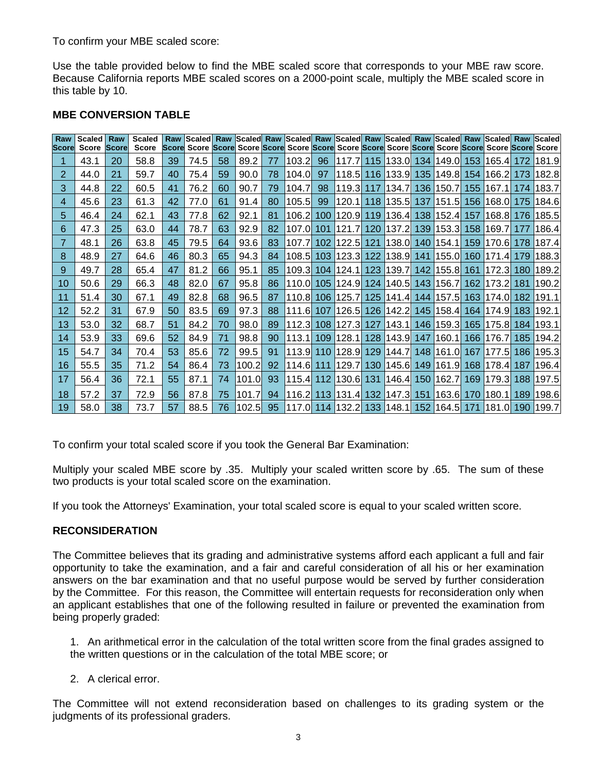To confirm your MBE scaled score:

Use the table provided below to find the MBE scaled score that corresponds to your MBE raw score. Because California reports MBE scaled scores on a 2000-point scale, multiply the MBE scaled score in this table by 10.

**MBE CONVERSION TABLE**

| Raw Score | Scaled Score | Raw Score | Scaled Score | Raw Score | Scaled Score | Raw Score | Scaled Score | Raw Score | Scaled Score | Raw Score | Scaled Score | Raw Score | Scaled Score | Raw Score | Scaled Score | Raw Score | Scaled Score | Raw Score | Scaled Score |
|---|---|---|---|---|---|---|---|---|---|---|---|---|---|---|---|---|---|---|---|
| 1 | 43.1 | 20 | 58.8 | 39 | 74.5 | 58 | 89.2 | 77 | 103.2 | 96 | 117.7 | 115 | 133.0 | 134 | 149.0 | 153 | 165.4 | 172 | 181.9 |
| 2 | 44.0 | 21 | 59.7 | 40 | 75.4 | 59 | 90.0 | 78 | 104.0 | 97 | 118.5 | 116 | 133.9 | 135 | 149.8 | 154 | 166.2 | 173 | 182.8 |
| 3 | 44.8 | 22 | 60.5 | 41 | 76.2 | 60 | 90.7 | 79 | 104.7 | 98 | 119.3 | 117 | 134.7 | 136 | 150.7 | 155 | 167.1 | 174 | 183.7 |
| 4 | 45.6 | 23 | 61.3 | 42 | 77.0 | 61 | 91.4 | 80 | 105.5 | 99 | 120.1 | 118 | 135.5 | 137 | 151.5 | 156 | 168.0 | 175 | 184.6 |
| 5 | 46.4 | 24 | 62.1 | 43 | 77.8 | 62 | 92.1 | 81 | 106.2 | 100 | 120.9 | 119 | 136.4 | 138 | 152.4 | 157 | 168.8 | 176 | 185.5 |
| 6 | 47.3 | 25 | 63.0 | 44 | 78.7 | 63 | 92.9 | 82 | 107.0 | 101 | 121.7 | 120 | 137.2 | 139 | 153.3 | 158 | 169.7 | 177 | 186.4 |
| 7 | 48.1 | 26 | 63.8 | 45 | 79.5 | 64 | 93.6 | 83 | 107.7 | 102 | 122.5 | 121 | 138.0 | 140 | 154.1 | 159 | 170.6 | 178 | 187.4 |
| 8 | 48.9 | 27 | 64.6 | 46 | 80.3 | 65 | 94.3 | 84 | 108.5 | 103 | 123.3 | 122 | 138.9 | 141 | 155.0 | 160 | 171.4 | 179 | 188.3 |
| 9 | 49.7 | 28 | 65.4 | 47 | 81.2 | 66 | 95.1 | 85 | 109.3 | 104 | 124.1 | 123 | 139.7 | 142 | 155.8 | 161 | 172.3 | 180 | 189.2 |
| 10 | 50.6 | 29 | 66.3 | 48 | 82.0 | 67 | 95.8 | 86 | 110.0 | 105 | 124.9 | 124 | 140.5 | 143 | 156.7 | 162 | 173.2 | 181 | 190.2 |
| 11 | 51.4 | 30 | 67.1 | 49 | 82.8 | 68 | 96.5 | 87 | 110.8 | 106 | 125.7 | 125 | 141.4 | 144 | 157.5 | 163 | 174.0 | 182 | 191.1 |
| 12 | 52.2 | 31 | 67.9 | 50 | 83.5 | 69 | 97.3 | 88 | 111.6 | 107 | 126.5 | 126 | 142.2 | 145 | 158.4 | 164 | 174.9 | 183 | 192.1 |
| 13 | 53.0 | 32 | 68.7 | 51 | 84.2 | 70 | 98.0 | 89 | 112.3 | 108 | 127.3 | 127 | 143.1 | 146 | 159.3 | 165 | 175.8 | 184 | 193.1 |
| 14 | 53.9 | 33 | 69.6 | 52 | 84.9 | 71 | 98.8 | 90 | 113.1 | 109 | 128.1 | 128 | 143.9 | 147 | 160.1 | 166 | 176.7 | 185 | 194.2 |
| 15 | 54.7 | 34 | 70.4 | 53 | 85.6 | 72 | 99.5 | 91 | 113.9 | 110 | 128.9 | 129 | 144.7 | 148 | 161.0 | 167 | 177.5 | 186 | 195.3 |
| 16 | 55.5 | 35 | 71.2 | 54 | 86.4 | 73 | 100.2 | 92 | 114.6 | 111 | 129.7 | 130 | 145.6 | 149 | 161.9 | 168 | 178.4 | 187 | 196.4 |
| 17 | 56.4 | 36 | 72.1 | 55 | 87.1 | 74 | 101.0 | 93 | 115.4 | 112 | 130.6 | 131 | 146.4 | 150 | 162.7 | 169 | 179.3 | 188 | 197.5 |
| 18 | 57.2 | 37 | 72.9 | 56 | 87.8 | 75 | 101.7 | 94 | 116.2 | 113 | 131.4 | 132 | 147.3 | 151 | 163.6 | 170 | 180.1 | 189 | 198.6 |
| 19 | 58.0 | 38 | 73.7 | 57 | 88.5 | 76 | 102.5 | 95 | 117.0 | 114 | 132.2 | 133 | 148.1 | 152 | 164.5 | 171 | 181.0 | 190 | 199.7 |

To confirm your total scaled score if you took the General Bar Examination:

Multiply your scaled MBE score by .35. Multiply your scaled written score by .65. The sum of these two products is your total scaled score on the examination.

If you took the Attorneys' Examination, your total scaled score is equal to your scaled written score.

**RECONSIDERATION**

The Committee believes that its grading and administrative systems afford each applicant a full and fair opportunity to take the examination, and a fair and careful consideration of all his or her examination answers on the bar examination and that no useful purpose would be served by further consideration by the Committee. For this reason, the Committee will entertain requests for reconsideration only when an applicant establishes that one of the following resulted in failure or prevented the examination from being properly graded:

1. An arithmetical error in the calculation of the total written score from the final grades assigned to the written questions or in the calculation of the total MBE score; or

2. A clerical error.

The Committee will not extend reconsideration based on challenges to its grading system or the judgments of its professional graders.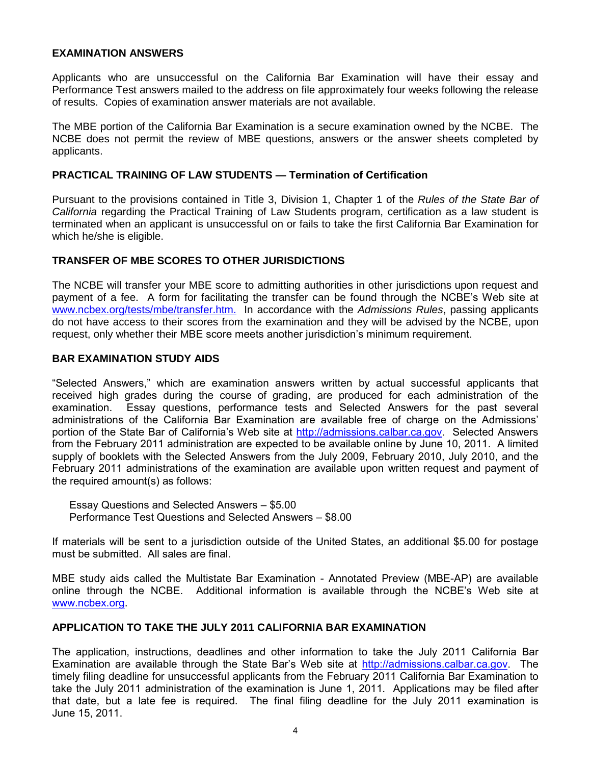## EXAMINATION ANSWERS

Applicants who are unsuccessful on the California Bar Examination will have their essay and Performance Test answers mailed to the address on file approximately four weeks following the release of results. Copies of examination answer materials are not available.

The MBE portion of the California Bar Examination is a secure examination owned by the NCBE. The NCBE does not permit the review of MBE questions, answers or the answer sheets completed by applicants.

## PRACTICAL TRAINING OF LAW STUDENTS — Termination of Certification

Pursuant to the provisions contained in Title 3, Division 1, Chapter 1 of the *Rules of the State Bar of California* regarding the Practical Training of Law Students program, certification as a law student is terminated when an applicant is unsuccessful on or fails to take the first California Bar Examination for which he/she is eligible.

## TRANSFER OF MBE SCORES TO OTHER JURISDICTIONS

The NCBE will transfer your MBE score to admitting authorities in other jurisdictions upon request and payment of a fee. A form for facilitating the transfer can be found through the NCBE's Web site at www.ncbex.org/tests/mbe/transfer.htm. In accordance with the *Admissions Rules*, passing applicants do not have access to their scores from the examination and they will be advised by the NCBE, upon request, only whether their MBE score meets another jurisdiction's minimum requirement.

## BAR EXAMINATION STUDY AIDS

"Selected Answers," which are examination answers written by actual successful applicants that received high grades during the course of grading, are produced for each administration of the examination. Essay questions, performance tests and Selected Answers for the past several administrations of the California Bar Examination are available free of charge on the Admissions' portion of the State Bar of California's Web site at http://admissions.calbar.ca.gov. Selected Answers from the February 2011 administration are expected to be available online by June 10, 2011. A limited supply of booklets with the Selected Answers from the July 2009, February 2010, July 2010, and the February 2011 administrations of the examination are available upon written request and payment of the required amount(s) as follows:

Essay Questions and Selected Answers – $5.00
Performance Test Questions and Selected Answers – $8.00

If materials will be sent to a jurisdiction outside of the United States, an additional $5.00 for postage must be submitted. All sales are final.

MBE study aids called the Multistate Bar Examination - Annotated Preview (MBE-AP) are available online through the NCBE. Additional information is available through the NCBE's Web site at www.ncbex.org.

## APPLICATION TO TAKE THE JULY 2011 CALIFORNIA BAR EXAMINATION

The application, instructions, deadlines and other information to take the July 2011 California Bar Examination are available through the State Bar's Web site at http://admissions.calbar.ca.gov. The timely filing deadline for unsuccessful applicants from the February 2011 California Bar Examination to take the July 2011 administration of the examination is June 1, 2011. Applications may be filed after that date, but a late fee is required. The final filing deadline for the July 2011 examination is June 15, 2011.